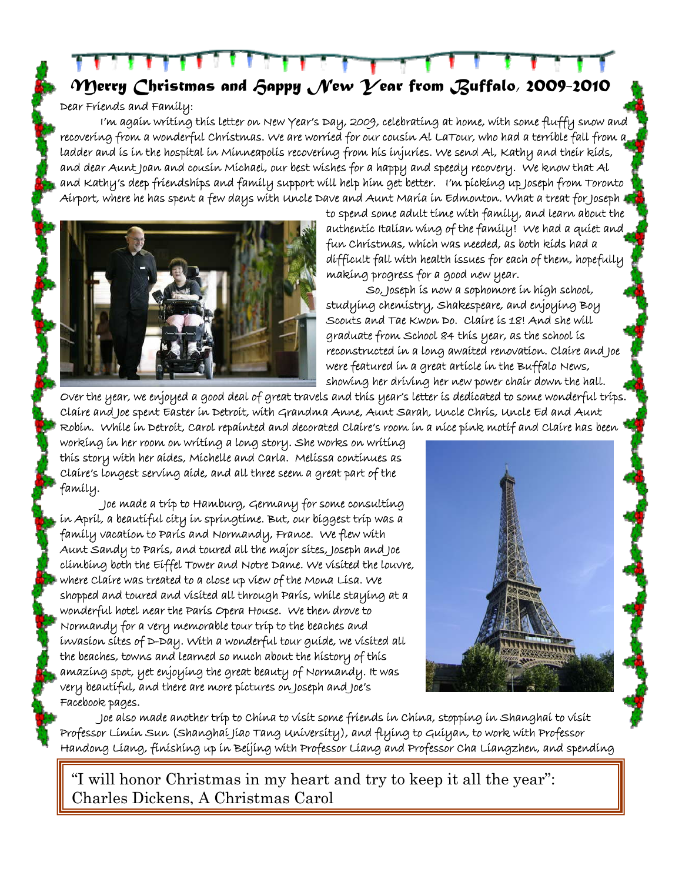# Merry Christmas and Happy New Year from Buffalo, 2009-2010

Dear Friends and Family:

I'm again writing this letter on New Year's Day, 2009, celebrating at home, with some fluffy snow and recovering from a wonderful Christmas. We are worried for our cousin Al LaTour, who had a terrible fall from a ladder and is in the hospital in Minneapolis recovering from his injuries. We send Al, Kathy and their kids, and dear Aunt Joan and cousin Michael, our best wishes for a happy and speedy recovery. We know that Al and Kathy's deep friendships and family support will help him get better. I'm picking up Joseph from Toronto Airport, where he has spent a few days with Uncle Dave and Aunt Maria in Edmonton. What a treat for Joseph to spend some adult time with family, and learn about the authentic Italian wing of the family! We had a quiet and fun Christmas, which was needed, as both kids had a difficult fall with health issues for each of them, hopefully making progress for a good new year.

So, Joseph is now a sophomore in high school, studying chemistry, Shakespeare, and enjoying Boy Scouts and Tae Kwon Do. Claire is 18! And she will graduate from School 84 this year, as the school is reconstructed in a long awaited renovation. Claire and Joe were featured in a great article in the Buffalo News, showing her driving her new power chair down the hall.

Over the year, we enjoyed a good deal of great travels and this year's letter is dedicated to some wonderful trips. Claire and Joe spent Easter in Detroit, with Grandma Anne, Aunt Sarah, Uncle Chris, Uncle Ed and Aunt Robin. While in Detroit, Carol repainted and decorated Claire's room in a nice pink motif and Claire has been working in her room on writing a long story. She works on writing this story with her aides, Michelle and Carla. Melissa continues as Claire's longest serving aide, and all three seem a great part of the family.

Joe made a trip to Hamburg, Germany for some consulting in April, a beautiful city in springtime. But, our biggest trip was a family vacation to Paris and Normandy, France. We flew with Aunt Sandy to Paris, and toured all the major sites, Joseph and Joe climbing both the Eiffel Tower and Notre Dame. We visited the Louvre, where Claire was treated to a close up view of the Mona Lisa. We shopped and toured and visited all through Paris, while staying at a wonderful hotel near the Paris Opera House. We then drove to Normandy for a very memorable tour trip to the beaches and invasion sites of D-Day. With a wonderful tour guide, we visited all the beaches, towns and learned so much about the history of this amazing spot, yet enjoying the great beauty of Normandy. It was very beautiful, and there are more pictures on Joseph and Joe's Facebook pages.

Joe also made another trip to China to visit some friends in China, stopping in Shanghai to visit Professor Limin Sun (Shanghai Jiao Tang University), and flying to Guiyan, to work with Professor Handong Liang, finishing up in Beijing with Professor Liang and Professor Cha Liangzhen, and spending

> "I will honor Christmas in my heart and try to keep it all the year": Charles Dickens, A Christmas Carol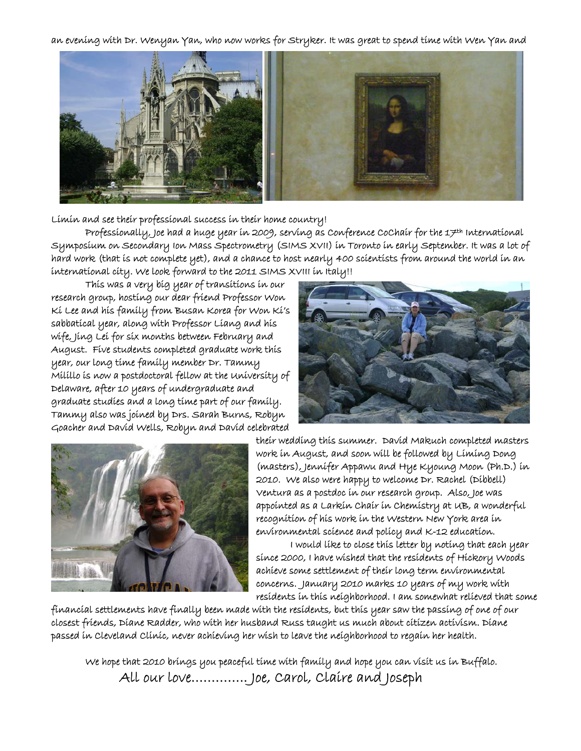an evening with Dr. Wenyan Yan, who now works for Stryker. It was great to spend time with Wen Yan and Limin and see their professional success in their home country!

Professionally, Joe had a huge year in 2009, serving as Conference CoChair for the 17th International Symposium on Secondary Ion Mass Spectrometry (SIMS XVII) in Toronto in early September. It was a lot of hard work (that is not complete yet), and a chance to host nearly 400 scientists from around the world in an international city. We look forward to the 2011 SIMS XVIII in Italy!!

This was a very big year of transitions in our research group, hosting our dear friend Professor Won Ki Lee and his family from Busan Korea for Won Ki's sabbatical year, along with Professor Liang and his wife, Jing Lei for six months between February and August. Five students completed graduate work this year, our long time family member Dr. Tammy Milillo is now a postdoctoral fellow at the University of Delaware, after 10 years of undergraduate and graduate studies and a long time part of our family. Tammy also was joined by Drs. Sarah Burns, Robyn Goacher and David Wells, Robyn and David celebrated their wedding this summer. David Makuch completed masters work in August, and soon will be followed by Liming Dong (masters), Jennifer Appawu and Hye Kyoung Moon (Ph.D.) in 2010. We also were happy to welcome Dr. Rachel (Dibbell) Ventura as a postdoc in our research group. Also, Joe was appointed as a Larkin Chair in Chemistry at UB, a wonderful recognition of his work in the Western New York area in environmental science and policy and K-12 education.

I would like to close this letter by noting that each year since 2000, I have wished that the residents of Hickory Woods achieve some settlement of their long term environmental concerns. January 2010 marks 10 years of my work with residents in this neighborhood. I am somewhat relieved that some financial settlements have finally been made with the residents, but this year saw the passing of one of our closest friends, Diane Radder, who with her husband Russ taught us much about citizen activism. Diane passed in Cleveland Clinic, never achieving her wish to leave the neighborhood to regain her health.

We hope that 2010 brings you peaceful time with family and hope you can visit us in Buffalo.

All our love............. Joe, Carol, Claire and Joseph